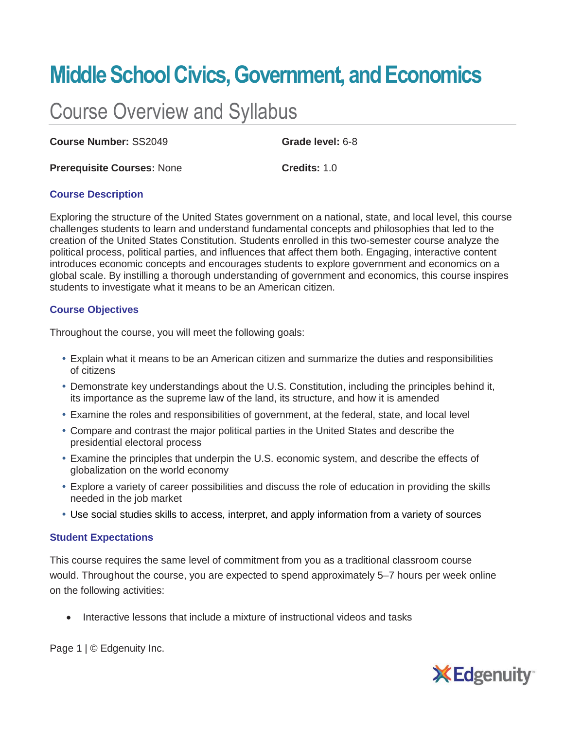# Middle School Civics, Government, and Economics

## Course Overview and Syllabus

**Course Number:** SS2049

**Grade level:** 6-8

**Prerequisite Courses:** None

**Credits:** 1.0

### Course Description

Exploring the structure of the United States government on a national, state, and local level, this course challenges students to learn and understand fundamental concepts and philosophies that led to the creation of the United States Constitution. Students enrolled in this two-semester course analyze the political process, political parties, and influences that affect them both. Engaging, interactive content introduces economic concepts and encourages students to explore government and economics on a global scale. By instilling a thorough understanding of government and economics, this course inspires students to investigate what it means to be an American citizen.

### Course Objectives

Throughout the course, you will meet the following goals:

- Explain what it means to be an American citizen and summarize the duties and responsibilities of citizens
- Demonstrate key understandings about the U.S. Constitution, including the principles behind it, its importance as the supreme law of the land, its structure, and how it is amended
- Examine the roles and responsibilities of government, at the federal, state, and local level
- Compare and contrast the major political parties in the United States and describe the presidential electoral process
- Examine the principles that underpin the U.S. economic system, and describe the effects of globalization on the world economy
- Explore a variety of career possibilities and discuss the role of education in providing the skills needed in the job market
- Use social studies skills to access, interpret, and apply information from a variety of sources

### Student Expectations

This course requires the same level of commitment from you as a traditional classroom course would. Throughout the course, you are expected to spend approximately 5–7 hours per week online on the following activities:

- Interactive lessons that include a mixture of instructional videos and tasks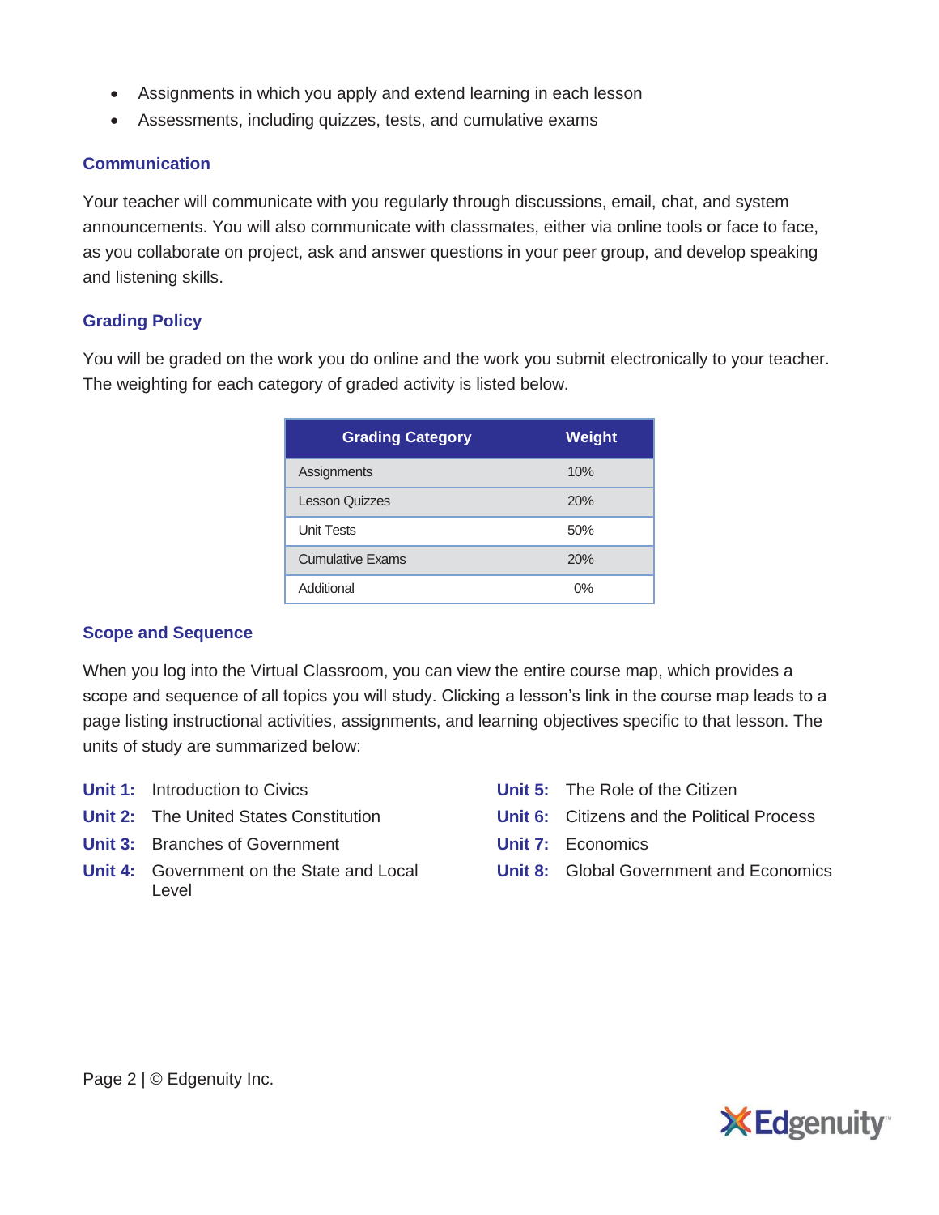- Assignments in which you apply and extend learning in each lesson
- Assessments, including quizzes, tests, and cumulative exams

## Communication

Your teacher will communicate with you regularly through discussions, email, chat, and system announcements. You will also communicate with classmates, either via online tools or face to face, as you collaborate on project, ask and answer questions in your peer group, and develop speaking and listening skills.

## Grading Policy

You will be graded on the work you do online and the work you submit electronically to your teacher. The weighting for each category of graded activity is listed below.

| Grading Category | Weight |
|---|---|
| Assignments | 10% |
| Lesson Quizzes | 20% |
| Unit Tests | 50% |
| Cumulative Exams | 20% |
| Additional | 0% |

## Scope and Sequence

When you log into the Virtual Classroom, you can view the entire course map, which provides a scope and sequence of all topics you will study. Clicking a lesson's link in the course map leads to a page listing instructional activities, assignments, and learning objectives specific to that lesson. The units of study are summarized below:

**Unit 1:** Introduction to Civics
**Unit 2:** The United States Constitution
**Unit 3:** Branches of Government
**Unit 4:** Government on the State and Local Level
**Unit 5:** The Role of the Citizen
**Unit 6:** Citizens and the Political Process
**Unit 7:** Economics
**Unit 8:** Global Government and Economics